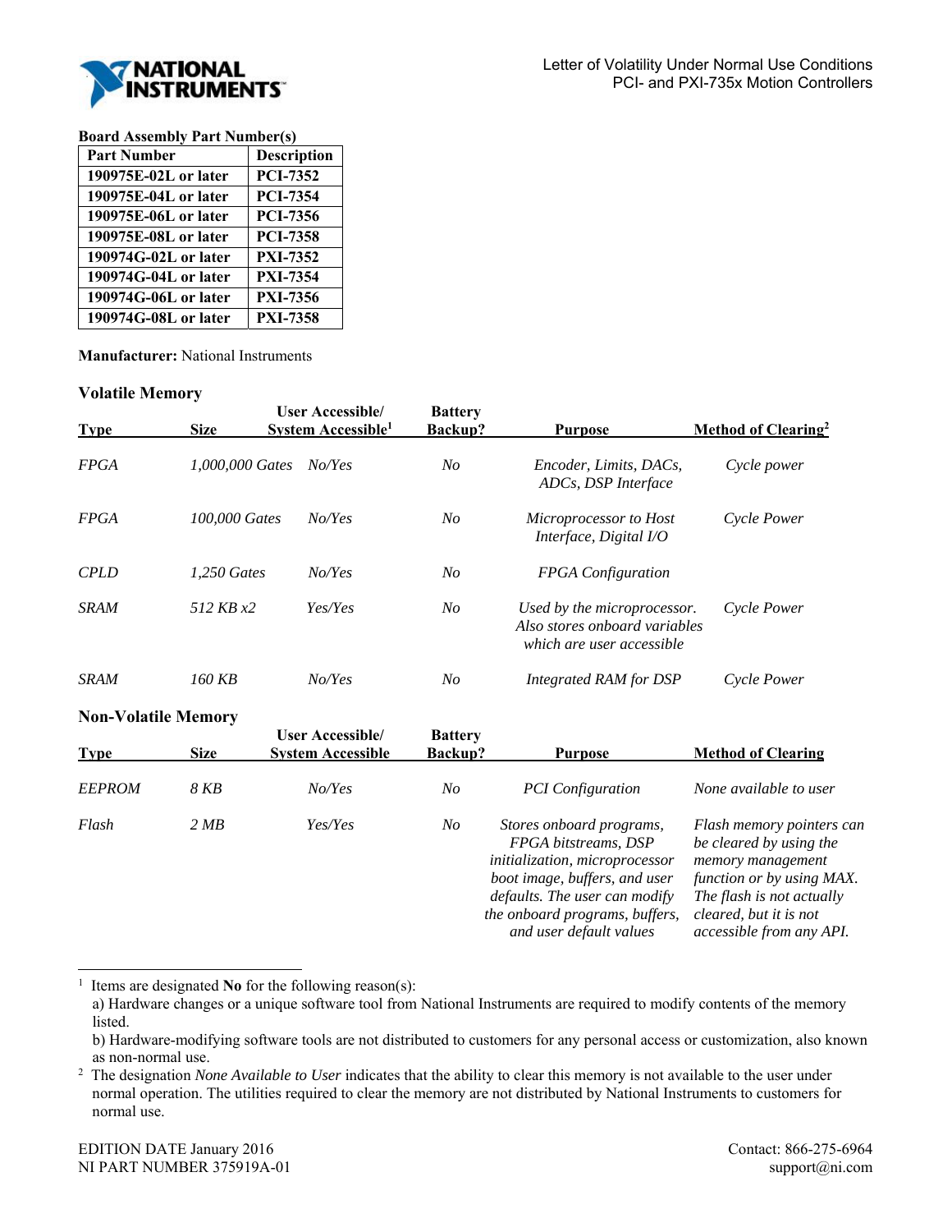Letter of Volatility Under Normal Use Conditions
PCI- and PXI-735x Motion Controllers

**Board Assembly Part Number(s)**

| Part Number | Description |
|---|---|
| 190975E-02L or later | PCI-7352 |
| 190975E-04L or later | PCI-7354 |
| 190975E-06L or later | PCI-7356 |
| 190975E-08L or later | PCI-7358 |
| 190974G-02L or later | PXI-7352 |
| 190974G-04L or later | PXI-7354 |
| 190974G-06L or later | PXI-7356 |
| 190974G-08L or later | PXI-7358 |

**Manufacturer:** National Instruments

## Volatile Memory

| Type | Size | User Accessible/ System Accessible[1] | Battery Backup? | Purpose | Method of Clearing[2] |
|---|---|---|---|---|---|
| *FPGA* | *1,000,000 Gates* | *No/Yes* | *No* | *Encoder, Limits, DACs, ADCs, DSP Interface* | *Cycle power* |
| *FPGA* | *100,000 Gates* | *No/Yes* | *No* | *Microprocessor to Host Interface, Digital I/O* | *Cycle Power* |
| *CPLD* | *1,250 Gates* | *No/Yes* | *No* | *FPGA Configuration* | |
| *SRAM* | *512 KB x2* | *Yes/Yes* | *No* | *Used by the microprocessor. Also stores onboard variables which are user accessible* | *Cycle Power* |
| *SRAM* | *160 KB* | *No/Yes* | *No* | *Integrated RAM for DSP* | *Cycle Power* |

## Non-Volatile Memory

| Type | Size | User Accessible/ System Accessible | Battery Backup? | Purpose | Method of Clearing |
|---|---|---|---|---|---|
| *EEPROM* | *8 KB* | *No/Yes* | *No* | *PCI Configuration* | *None available to user* |
| *Flash* | *2 MB* | *Yes/Yes* | *No* | *Stores onboard programs, FPGA bitstreams, DSP initialization, microprocessor boot image, buffers, and user defaults. The user can modify the onboard programs, buffers, and user default values* | *Flash memory pointers can be cleared by using the memory management function or by using MAX. The flash is not actually cleared, but it is not accessible from any API.* |

[1] Items are designated **No** for the following reason(s):
a) Hardware changes or a unique software tool from National Instruments are required to modify contents of the memory listed.
b) Hardware-modifying software tools are not distributed to customers for any personal access or customization, also known as non-normal use.

[2] The designation *None Available to User* indicates that the ability to clear this memory is not available to the user under normal operation. The utilities required to clear the memory are not distributed by National Instruments to customers for normal use.

EDITION DATE January 2016
NI PART NUMBER 375919A-01

Contact: 866-275-6964
support@ni.com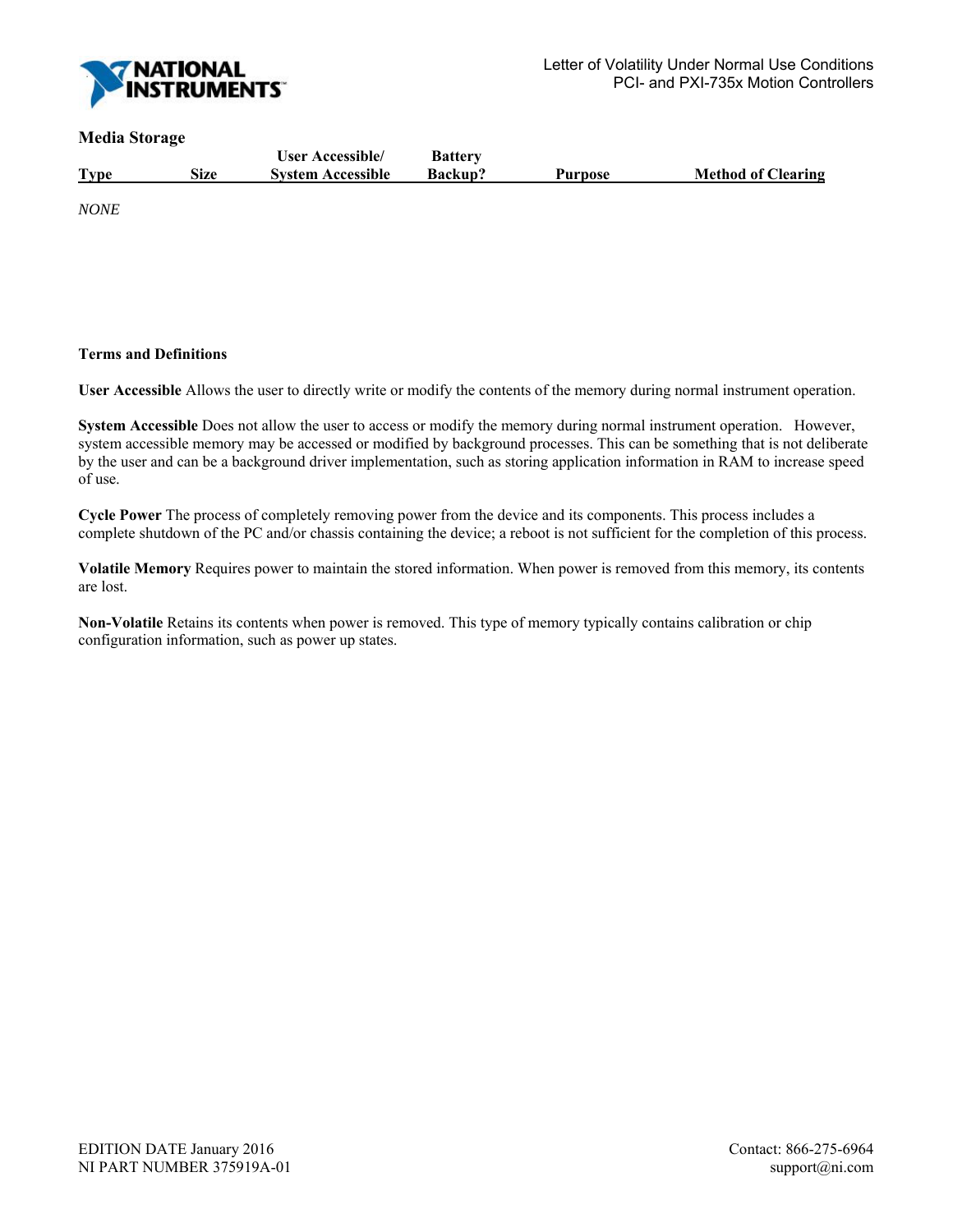**Media Storage**

| Type | Size | User Accessible/ System Accessible | Battery Backup? | Purpose | Method of Clearing |
|---|---|---|---|---|---|
| *NONE* | | | | | |

**Terms and Definitions**

**User Accessible** Allows the user to directly write or modify the contents of the memory during normal instrument operation.

**System Accessible** Does not allow the user to access or modify the memory during normal instrument operation. However, system accessible memory may be accessed or modified by background processes. This can be something that is not deliberate by the user and can be a background driver implementation, such as storing application information in RAM to increase speed of use.

**Cycle Power** The process of completely removing power from the device and its components. This process includes a complete shutdown of the PC and/or chassis containing the device; a reboot is not sufficient for the completion of this process.

**Volatile Memory** Requires power to maintain the stored information. When power is removed from this memory, its contents are lost.

**Non-Volatile** Retains its contents when power is removed. This type of memory typically contains calibration or chip configuration information, such as power up states.